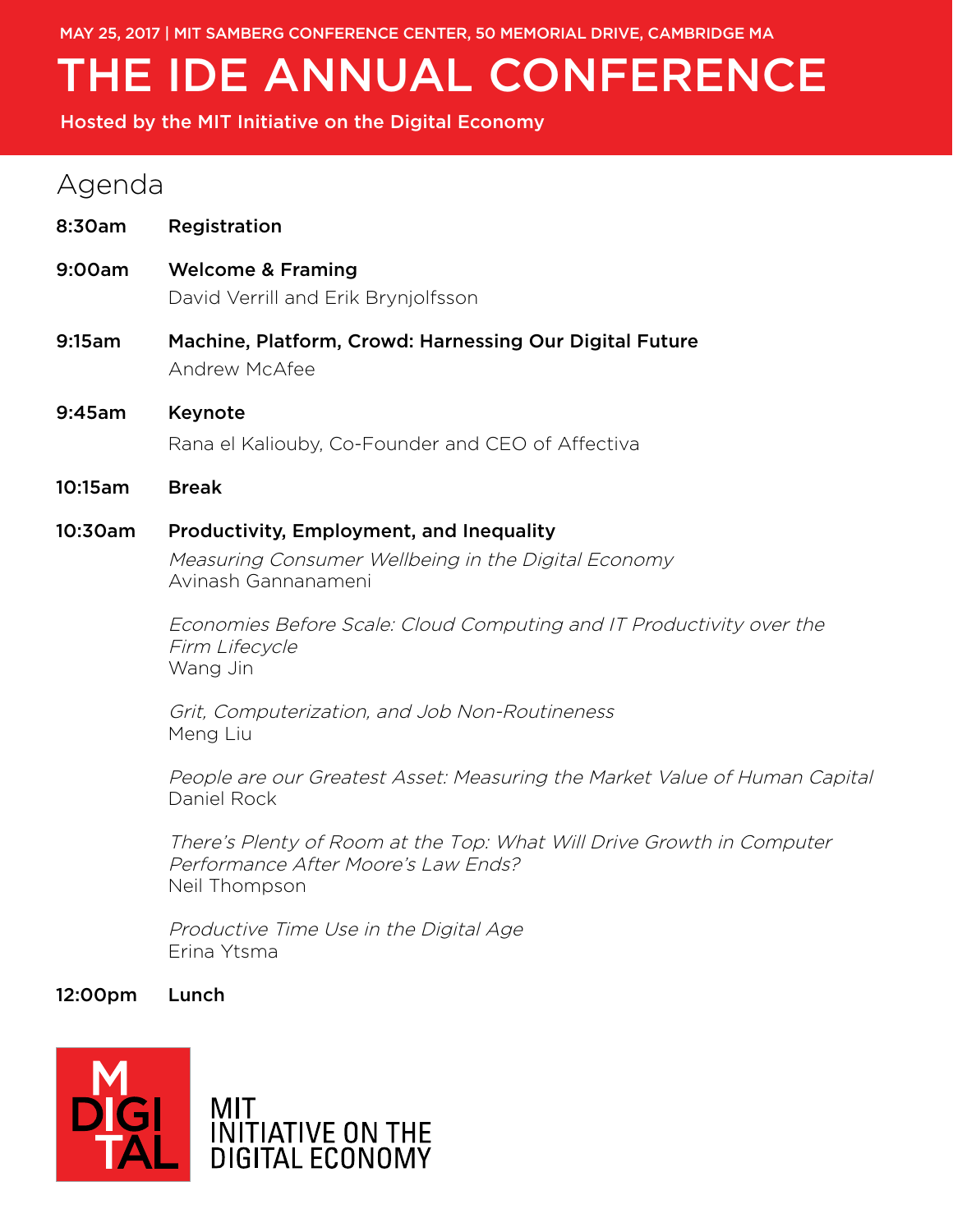MAY 25, 2017 | MIT SAMBERG CONFERENCE CENTER, 50 MEMORIAL DRIVE, CAMBRIDGE MA

# THE IDE ANNUAL CONFERENCE

Hosted by the MIT Initiative on the Digital Economy

## Agenda

**8:30am** **Registration**

**9:00am** **Welcome & Framing**
David Verrill and Erik Brynjolfsson

**9:15am** **Machine, Platform, Crowd: Harnessing Our Digital Future**
Andrew McAfee

**9:45am** **Keynote**
Rana el Kaliouby, Co-Founder and CEO of Affectiva

**10:15am** **Break**

**10:30am** **Productivity, Employment, and Inequality**

*Measuring Consumer Wellbeing in the Digital Economy*
Avinash Gannanameni

*Economies Before Scale: Cloud Computing and IT Productivity over the Firm Lifecycle*
Wang Jin

*Grit, Computerization, and Job Non-Routineness*
Meng Liu

*People are our Greatest Asset: Measuring the Market Value of Human Capital*
Daniel Rock

*There's Plenty of Room at the Top: What Will Drive Growth in Computer Performance After Moore's Law Ends?*
Neil Thompson

*Productive Time Use in the Digital Age*
Erina Ytsma

**12:00pm** **Lunch**

MIT DIGITAL

MIT INITIATIVE ON THE DIGITAL ECONOMY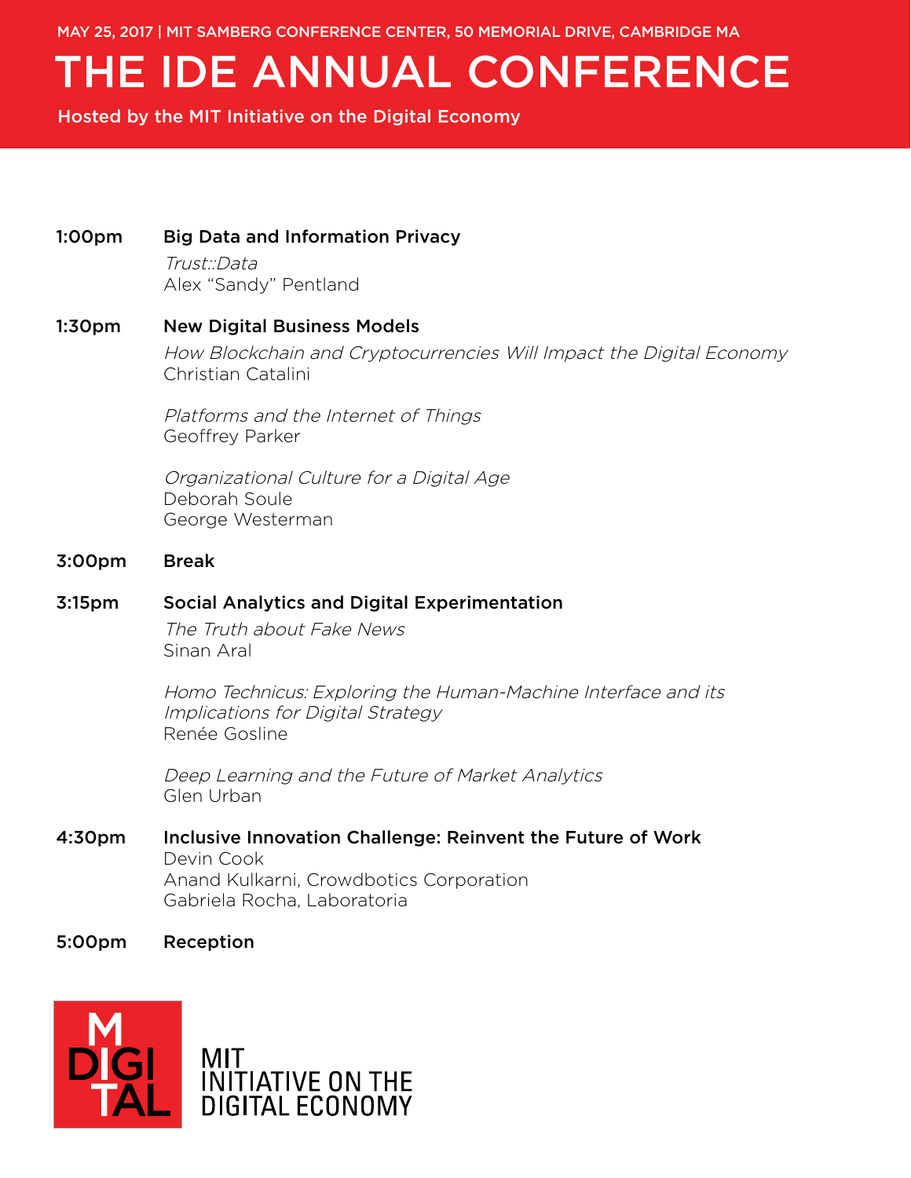MAY 25, 2017 | MIT SAMBERG CONFERENCE CENTER, 50 MEMORIAL DRIVE, CAMBRIDGE MA

# THE IDE ANNUAL CONFERENCE

Hosted by the MIT Initiative on the Digital Economy

**1:00pm** **Big Data and Information Privacy**

*Trust::Data*
Alex "Sandy" Pentland

**1:30pm** **New Digital Business Models**

*How Blockchain and Cryptocurrencies Will Impact the Digital Economy*
Christian Catalini

*Platforms and the Internet of Things*
Geoffrey Parker

*Organizational Culture for a Digital Age*
Deborah Soule
George Westerman

**3:00pm** **Break**

**3:15pm** **Social Analytics and Digital Experimentation**

*The Truth about Fake News*
Sinan Aral

*Homo Technicus: Exploring the Human-Machine Interface and its Implications for Digital Strategy*
Renée Gosline

*Deep Learning and the Future of Market Analytics*
Glen Urban

**4:30pm** **Inclusive Innovation Challenge: Reinvent the Future of Work**

Devin Cook
Anand Kulkarni, Crowdbotics Corporation
Gabriela Rocha, Laboratoria

**5:00pm** **Reception**

MIT DIGITAL

MIT INITIATIVE ON THE DIGITAL ECONOMY